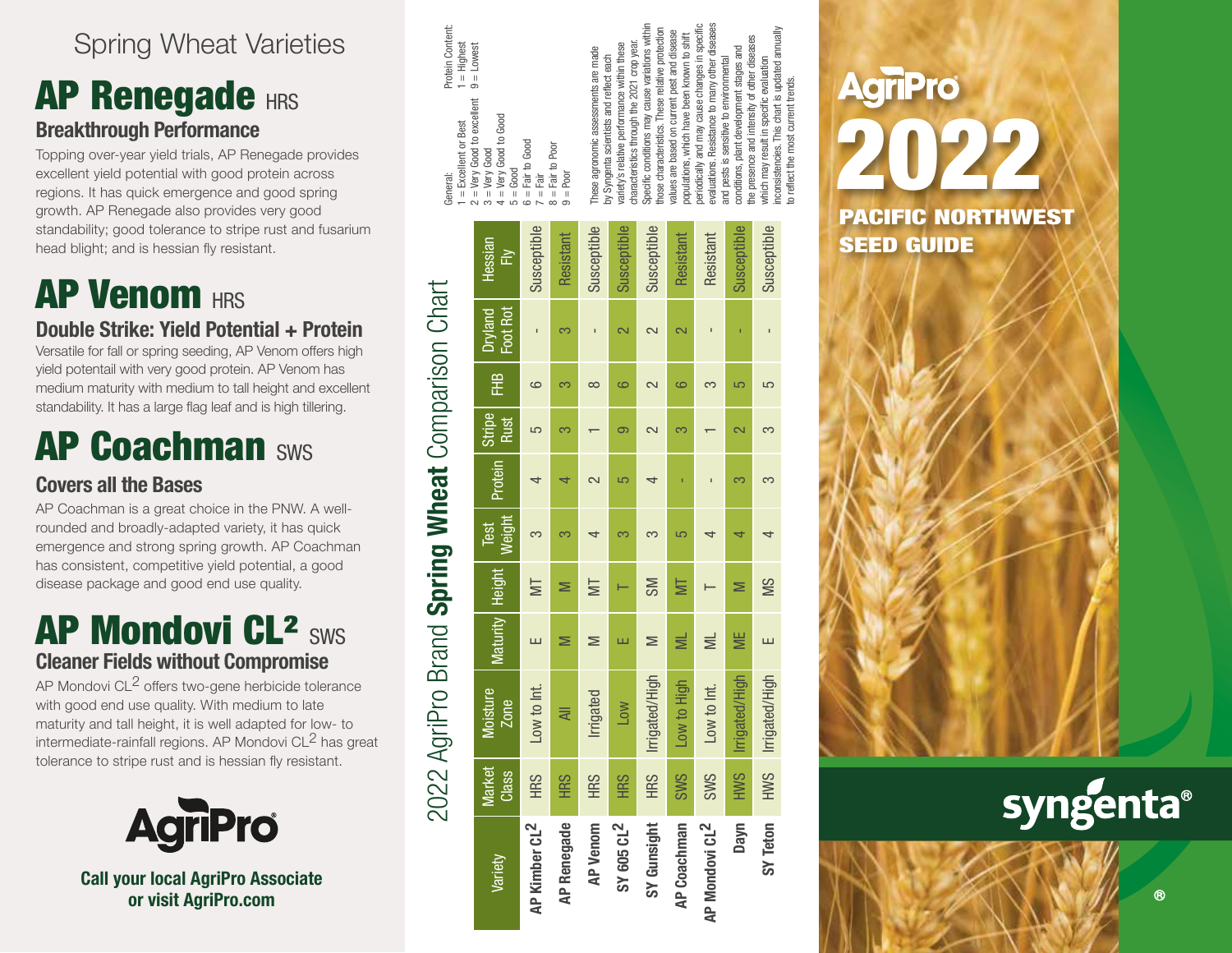# Spring Wheat Varieties

## AP Renegade HRS

### Breakthrough Performance

Topping over-year yield trials, AP Renegade provides excellent yield potential with good protein across regions. It has quick emergence and good spring growth. AP Renegade also provides very good standability; good tolerance to stripe rust and fusarium head blight; and is hessian fly resistant.

## AP Venom HRS

### Double Strike: Yield Potential + Protein

Versatile for fall or spring seeding, AP Venom offers high yield potentail with very good protein. AP Venom has medium maturity with medium to tall height and excellent standability. It has a large flag leaf and is high tillering.

## AP Coachman SWS

### Covers all the Bases

AP Coachman is a great choice in the PNW. A well-rounded and broadly-adapted variety, it has quick emergence and strong spring growth. AP Coachman has consistent, competitive yield potential, a good disease package and good end use quality.

## AP Mondovi CL² SWS

### Cleaner Fields without Compromise

AP Mondovi CL² offers two-gene herbicide tolerance with good end use quality. With medium to late maturity and tall height, it is well adapted for low- to intermediate-rainfall regions. AP Mondovi CL² has great tolerance to stripe rust and is hessian fly resistant.

AgriPro

**Call your local AgriPro Associate or visit AgriPro.com**

## 2022 AgriPro Brand **Spring Wheat** Comparison Chart

| Variety | Market Class | Moisture Zone | Maturity | Height | Test Weight | Protein | Stripe Rust | FHB | Dryland Foot Rot | Hessian Fly |
|---|---|---|---|---|---|---|---|---|---|---|
| AP Kimber CL² | HRS | Low to Int. | E | MT | 3 | 4 | 5 | 6 | - | Susceptible |
| AP Renegade | HRS | All | M | M | 3 | 4 | 3 | 3 | 3 | Resistant |
| AP Venom | HRS | Irrigated | M | MT | 4 | 2 | 1 | 8 | - | Susceptible |
| SY 605 CL² | HRS | Low | E | T | 3 | 5 | 9 | 6 | 2 | Susceptible |
| SY Gunsight | HRS | Irrigated/High | M | SM | 3 | 4 | 2 | 2 | 2 | Susceptible |
| AP Coachman | SWS | Low to High | ML | MT | 5 | - | 3 | 6 | 2 | Resistant |
| AP Mondovi CL² | SWS | Low to Int. | ML | T | 4 | - | 1 | 3 | - | Resistant |
| Dayn | HWS | Irrigated/High | ME | M | 4 | 3 | 2 | 5 | - | Susceptible |
| SY Teton | HWS | Irrigated/High | E | MS | 4 | 3 | 3 | 5 | - | Susceptible |

General:
1 = Excellent or Best
2 = Very Good to excellent
3 = Very Good
4 = Very Good to Good
5 = Good
6 = Fair to Good
7 = Fair
8 = Fair to Poor
9 = Poor

Protein Content:
1 = Highest
9 = Lowest

These agronomic assessments are made by Syngenta scientists and reflect each variety's relative performance within these characteristics through the 2021 crop year. Specific conditions may cause variations within those characteristics. These relative protection values are based on current pest and disease populations, which have been known to shift periodically and may cause changes in specific evaluations. Resistance to many other diseases and pests is sensitive to environmental conditions, plant development stages and the presence and intensity of other diseases which may result in specific evaluation inconsistencies. This chart is updated annually to reflect the most current trends.

# AgriPro 2022

## PACIFIC NORTHWEST SEED GUIDE

syngenta®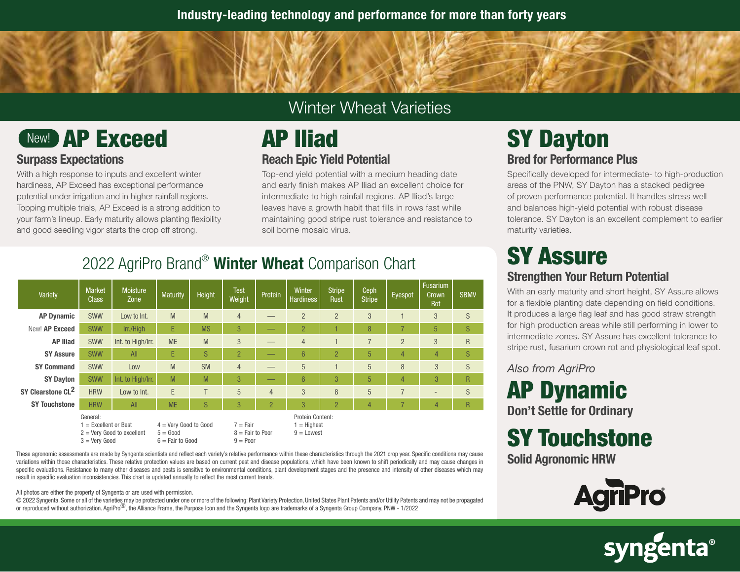Industry-leading technology and performance for more than forty years

# Winter Wheat Varieties

## New! AP Exceed

### Surpass Expectations

With a high response to inputs and excellent winter hardiness, AP Exceed has exceptional performance potential under irrigation and in higher rainfall regions. Topping multiple trials, AP Exceed is a strong addition to your farm's lineup. Early maturity allows planting flexibility and good seedling vigor starts the crop off strong.

## AP Iliad

### Reach Epic Yield Potential

Top-end yield potential with a medium heading date and early finish makes AP Iliad an excellent choice for intermediate to high rainfall regions. AP Iliad's large leaves have a growth habit that fills in rows fast while maintaining good stripe rust tolerance and resistance to soil borne mosaic virus.

## SY Dayton

### Bred for Performance Plus

Specifically developed for intermediate- to high-production areas of the PNW, SY Dayton has a stacked pedigree of proven performance potential. It handles stress well and balances high-yield potential with robust disease tolerance. SY Dayton is an excellent complement to earlier maturity varieties.

## 2022 AgriPro Brand® **Winter Wheat** Comparison Chart

| Variety | Market Class | Moisture Zone | Maturity | Height | Test Weight | Protein | Winter Hardiness | Stripe Rust | Ceph Stripe | Eyespot | Fusarium Crown Rot | SBMV |
|---|---|---|---|---|---|---|---|---|---|---|---|---|
| **AP Dynamic** | SWW | Low to Int. | M | M | 4 | — | 2 | 2 | 3 | 1 | 3 | S |
| New! **AP Exceed** | SWW | Irr./High | E | MS | 3 | — | 2 | 1 | 8 | 7 | 5 | S |
| **AP Iliad** | SWW | Int. to High/Irr. | ME | M | 3 | — | 4 | 1 | 7 | 2 | 3 | R |
| **SY Assure** | SWW | All | E | S | 2 | — | 6 | 2 | 5 | 4 | 4 | S |
| **SY Command** | SWW | Low | M | SM | 4 | — | 5 | 1 | 5 | 8 | 3 | S |
| **SY Dayton** | SWW | Int. to High/Irr. | M | M | 3 | — | 6 | 3 | 5 | 4 | 3 | R |
| **SY Clearstone CL2** | HRW | Low to Int. | E | T | 5 | 4 | 3 | 8 | 5 | 7 | - | S |
| **SY Touchstone** | HRW | All | ME | S | 3 | 2 | 3 | 2 | 4 | 7 | 4 | R |

General:
1 = Excellent or Best
2 = Very Good to excellent
3 = Very Good
4 = Very Good to Good
5 = Good
6 = Fair to Good
7 = Fair
8 = Fair to Poor
9 = Poor

Protein Content:
1 = Highest
9 = Lowest

These agronomic assessments are made by Syngenta scientists and reflect each variety's relative performance within these characteristics through the 2021 crop year. Specific conditions may cause variations within those characteristics. These relative protection values are based on current pest and disease populations, which have been known to shift periodically and may cause changes in specific evaluations. Resistance to many other diseases and pests is sensitive to environmental conditions, plant development stages and the presence and intensity of other diseases which may result in specific evaluation inconsistencies. This chart is updated annually to reflect the most current trends.

All photos are either the property of Syngenta or are used with permission.
© 2022 Syngenta. Some or all of the varieties may be protected under one or more of the following: Plant Variety Protection, United States Plant Patents and/or Utility Patents and may not be propagated or reproduced without authorization. AgriPro®, the Alliance Frame, the Purpose Icon and the Syngenta logo are trademarks of a Syngenta Group Company. PNW - 1/2022

## SY Assure

### Strengthen Your Return Potential

With an early maturity and short height, SY Assure allows for a flexible planting date depending on field conditions. It produces a large flag leaf and has good straw strength for high production areas while still performing in lower to intermediate zones. SY Assure has excellent tolerance to stripe rust, fusarium crown rot and physiological leaf spot.

*Also from AgriPro*

## AP Dynamic

### Don't Settle for Ordinary

## SY Touchstone

### Solid Agronomic HRW

AgriPro®

syngenta®